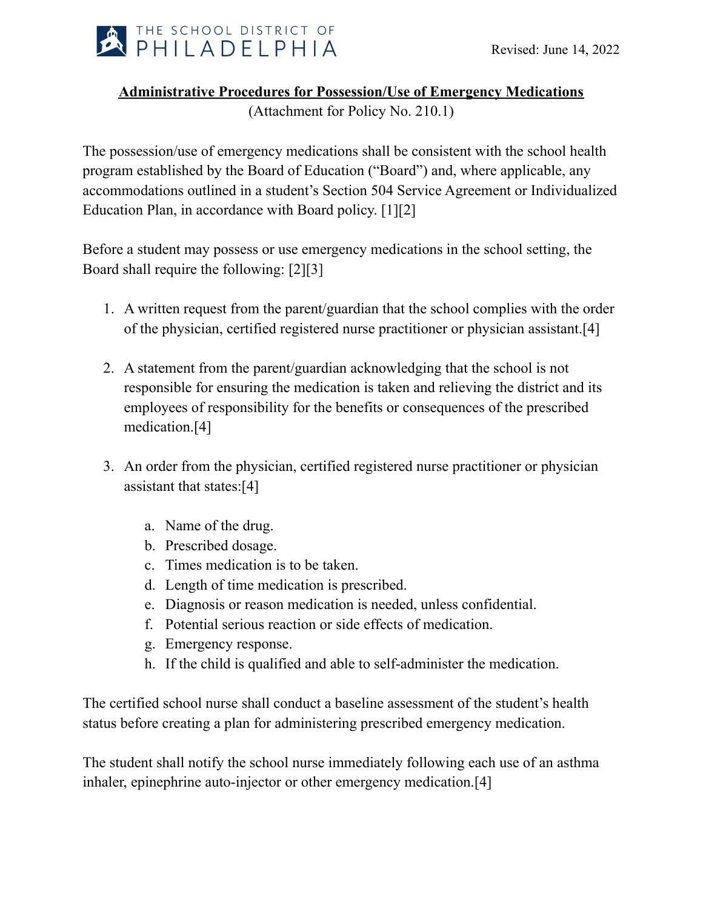THE SCHOOL DISTRICT OF PHILADELPHIA

Revised: June 14, 2022

# Administrative Procedures for Possession/Use of Emergency Medications

(Attachment for Policy No. 210.1)

The possession/use of emergency medications shall be consistent with the school health program established by the Board of Education ("Board") and, where applicable, any accommodations outlined in a student's Section 504 Service Agreement or Individualized Education Plan, in accordance with Board policy. [1][2]

Before a student may possess or use emergency medications in the school setting, the Board shall require the following: [2][3]

1. A written request from the parent/guardian that the school complies with the order of the physician, certified registered nurse practitioner or physician assistant.[4]

2. A statement from the parent/guardian acknowledging that the school is not responsible for ensuring the medication is taken and relieving the district and its employees of responsibility for the benefits or consequences of the prescribed medication.[4]

3. An order from the physician, certified registered nurse practitioner or physician assistant that states:[4]

    a. Name of the drug.
    b. Prescribed dosage.
    c. Times medication is to be taken.
    d. Length of time medication is prescribed.
    e. Diagnosis or reason medication is needed, unless confidential.
    f. Potential serious reaction or side effects of medication.
    g. Emergency response.
    h. If the child is qualified and able to self-administer the medication.

The certified school nurse shall conduct a baseline assessment of the student's health status before creating a plan for administering prescribed emergency medication.

The student shall notify the school nurse immediately following each use of an asthma inhaler, epinephrine auto-injector or other emergency medication.[4]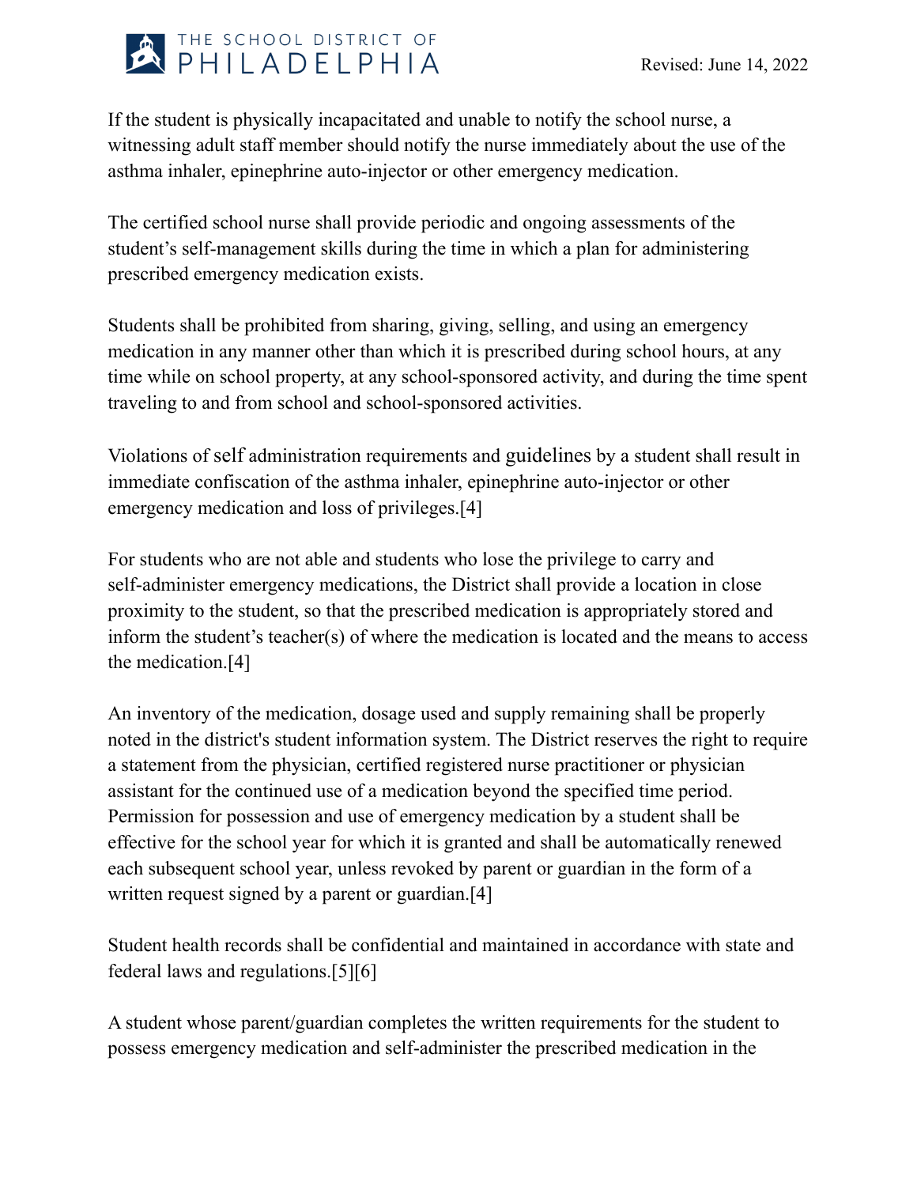If the student is physically incapacitated and unable to notify the school nurse, a witnessing adult staff member should notify the nurse immediately about the use of the asthma inhaler, epinephrine auto-injector or other emergency medication.

The certified school nurse shall provide periodic and ongoing assessments of the student's self-management skills during the time in which a plan for administering prescribed emergency medication exists.

Students shall be prohibited from sharing, giving, selling, and using an emergency medication in any manner other than which it is prescribed during school hours, at any time while on school property, at any school-sponsored activity, and during the time spent traveling to and from school and school-sponsored activities.

Violations of self administration requirements and guidelines by a student shall result in immediate confiscation of the asthma inhaler, epinephrine auto-injector or other emergency medication and loss of privileges.[4]

For students who are not able and students who lose the privilege to carry and self-administer emergency medications, the District shall provide a location in close proximity to the student, so that the prescribed medication is appropriately stored and inform the student's teacher(s) of where the medication is located and the means to access the medication.[4]

An inventory of the medication, dosage used and supply remaining shall be properly noted in the district's student information system. The District reserves the right to require a statement from the physician, certified registered nurse practitioner or physician assistant for the continued use of a medication beyond the specified time period. Permission for possession and use of emergency medication by a student shall be effective for the school year for which it is granted and shall be automatically renewed each subsequent school year, unless revoked by parent or guardian in the form of a written request signed by a parent or guardian.[4]

Student health records shall be confidential and maintained in accordance with state and federal laws and regulations.[5][6]

A student whose parent/guardian completes the written requirements for the student to possess emergency medication and self-administer the prescribed medication in the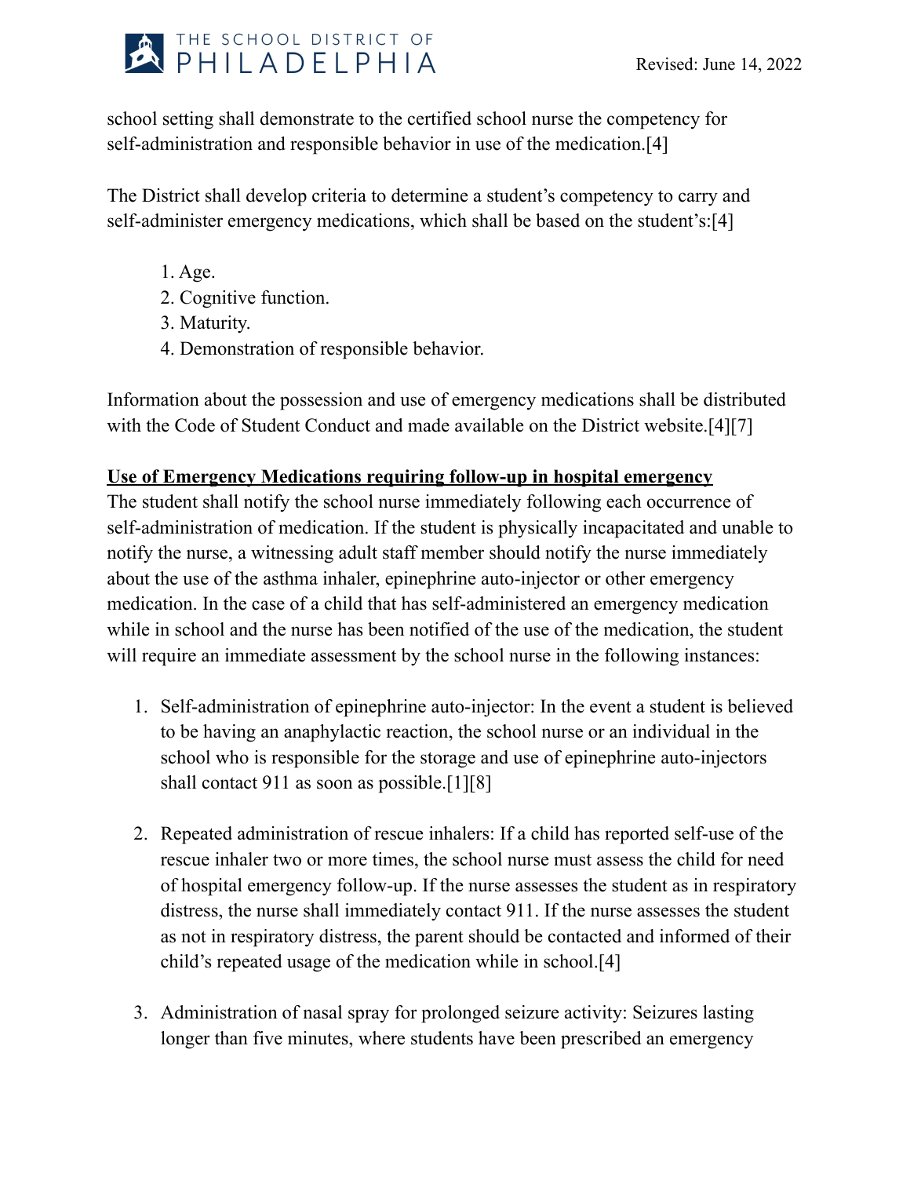school setting shall demonstrate to the certified school nurse the competency for self-administration and responsible behavior in use of the medication.[4]

The District shall develop criteria to determine a student's competency to carry and self-administer emergency medications, which shall be based on the student's:[4]

1. Age.
2. Cognitive function.
3. Maturity.
4. Demonstration of responsible behavior.

Information about the possession and use of emergency medications shall be distributed with the Code of Student Conduct and made available on the District website.[4][7]

**Use of Emergency Medications requiring follow-up in hospital emergency**

The student shall notify the school nurse immediately following each occurrence of self-administration of medication. If the student is physically incapacitated and unable to notify the nurse, a witnessing adult staff member should notify the nurse immediately about the use of the asthma inhaler, epinephrine auto-injector or other emergency medication. In the case of a child that has self-administered an emergency medication while in school and the nurse has been notified of the use of the medication, the student will require an immediate assessment by the school nurse in the following instances:

1. Self-administration of epinephrine auto-injector: In the event a student is believed to be having an anaphylactic reaction, the school nurse or an individual in the school who is responsible for the storage and use of epinephrine auto-injectors shall contact 911 as soon as possible.[1][8]

2. Repeated administration of rescue inhalers: If a child has reported self-use of the rescue inhaler two or more times, the school nurse must assess the child for need of hospital emergency follow-up. If the nurse assesses the student as in respiratory distress, the nurse shall immediately contact 911. If the nurse assesses the student as not in respiratory distress, the parent should be contacted and informed of their child's repeated usage of the medication while in school.[4]

3. Administration of nasal spray for prolonged seizure activity: Seizures lasting longer than five minutes, where students have been prescribed an emergency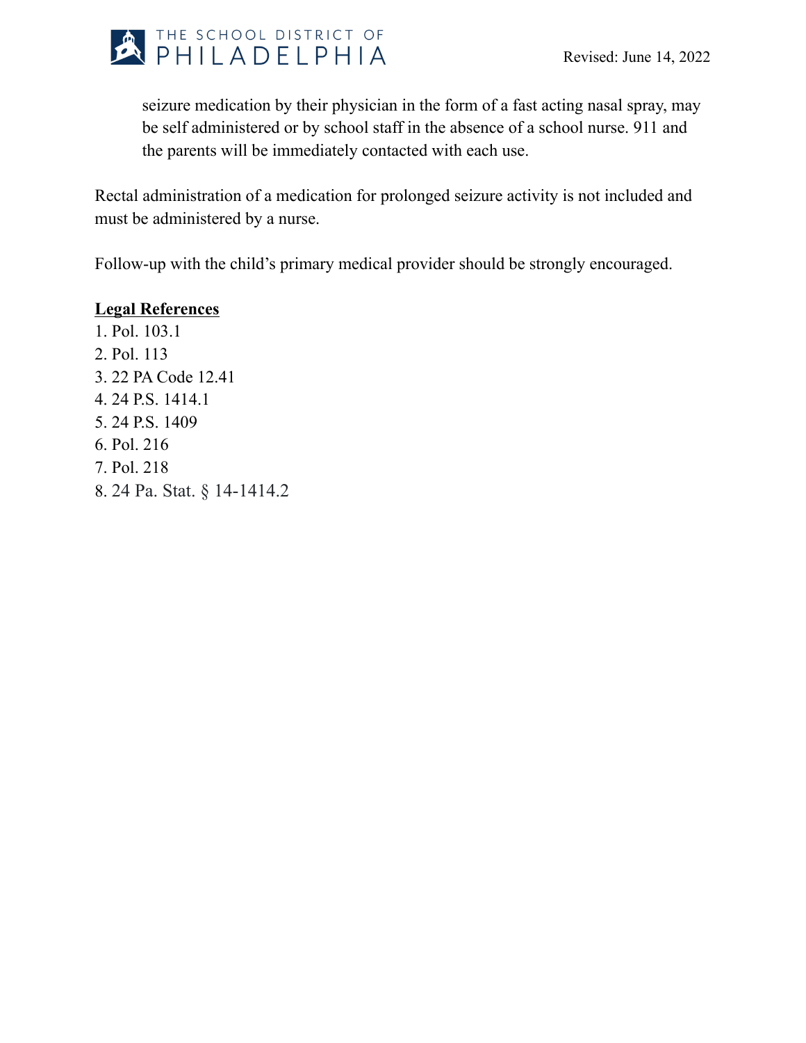seizure medication by their physician in the form of a fast acting nasal spray, may be self administered or by school staff in the absence of a school nurse. 911 and the parents will be immediately contacted with each use.

Rectal administration of a medication for prolonged seizure activity is not included and must be administered by a nurse.

Follow-up with the child's primary medical provider should be strongly encouraged.

**Legal References**

1. Pol. 103.1
2. Pol. 113
3. 22 PA Code 12.41
4. 24 P.S. 1414.1
5. 24 P.S. 1409
6. Pol. 216
7. Pol. 218
8. 24 Pa. Stat. § 14-1414.2